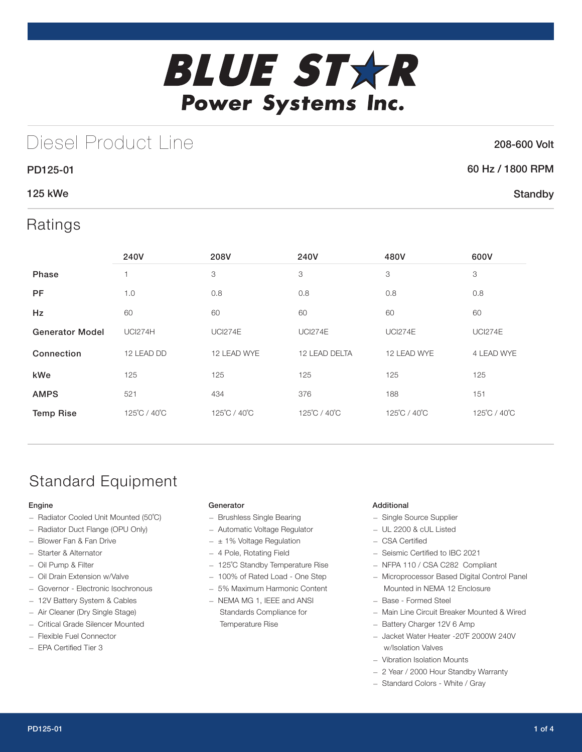# BLUE STAR Power Systems Inc.

## Diesel Product Line

**208-600 Volt**

**PD125-01** | **60 Hz / 1800 RPM**

**125 kWe** | **Standby**

## Ratings

| | 240V | 208V | 240V | 480V | 600V |
|---|---|---|---|---|---|
| **Phase** | 1 | 3 | 3 | 3 | 3 |
| **PF** | 1.0 | 0.8 | 0.8 | 0.8 | 0.8 |
| **Hz** | 60 | 60 | 60 | 60 | 60 |
| **Generator Model** | UCI274H | UCI274E | UCI274E | UCI274E | UCI274E |
| **Connection** | 12 LEAD DD | 12 LEAD WYE | 12 LEAD DELTA | 12 LEAD WYE | 4 LEAD WYE |
| **kWe** | 125 | 125 | 125 | 125 | 125 |
| **AMPS** | 521 | 434 | 376 | 188 | 151 |
| **Temp Rise** | 125˚C / 40˚C | 125˚C / 40˚C | 125˚C / 40˚C | 125˚C / 40˚C | 125˚C / 40˚C |

## Standard Equipment

### Engine

- Radiator Cooled Unit Mounted (50˚C)
- Radiator Duct Flange (OPU Only)
- Blower Fan & Fan Drive
- Starter & Alternator
- Oil Pump & Filter
- Oil Drain Extension w/Valve
- Governor - Electronic Isochronous
- 12V Battery System & Cables
- Air Cleaner (Dry Single Stage)
- Critical Grade Silencer Mounted
- Flexible Fuel Connector
- EPA Certified Tier 3

### Generator

- Brushless Single Bearing
- Automatic Voltage Regulator
- ± 1% Voltage Regulation
- 4 Pole, Rotating Field
- 125˚C Standby Temperature Rise
- 100% of Rated Load - One Step
- 5% Maximum Harmonic Content
- NEMA MG 1, IEEE and ANSI Standards Compliance for Temperature Rise

### Additional

- Single Source Supplier
- UL 2200 & cUL Listed
- CSA Certified
- Seismic Certified to IBC 2021
- NFPA 110 / CSA C282 Compliant
- Microprocessor Based Digital Control Panel Mounted in NEMA 12 Enclosure
- Base - Formed Steel
- Main Line Circuit Breaker Mounted & Wired
- Battery Charger 12V 6 Amp
- Jacket Water Heater -20˚F 2000W 240V w/Isolation Valves
- Vibration Isolation Mounts
- 2 Year / 2000 Hour Standby Warranty
- Standard Colors - White / Gray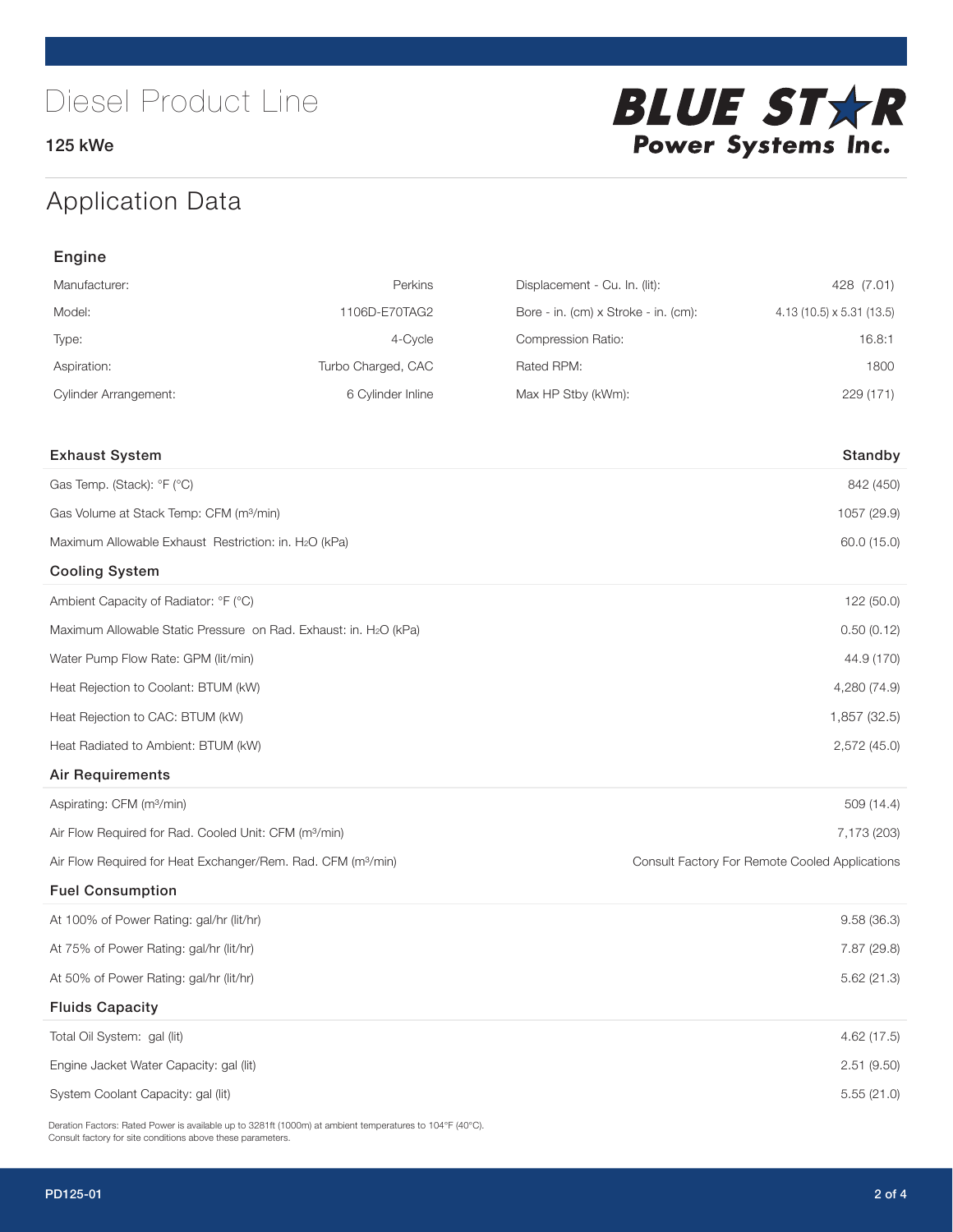# Diesel Product Line

125 kWe

BLUE STAR Power Systems Inc.

## Application Data

### Engine

| | | | |
|---|---|---|---|
| Manufacturer: | Perkins | Displacement - Cu. In. (lit): | 428 (7.01) |
| Model: | 1106D-E70TAG2 | Bore - in. (cm) x Stroke - in. (cm): | 4.13 (10.5) x 5.31 (13.5) |
| Type: | 4-Cycle | Compression Ratio: | 16.8:1 |
| Aspiration: | Turbo Charged, CAC | Rated RPM: | 1800 |
| Cylinder Arrangement: | 6 Cylinder Inline | Max HP Stby (kWm): | 229 (171) |

| Exhaust System | Standby |
|---|---|
| Gas Temp. (Stack): °F (°C) | 842 (450) |
| Gas Volume at Stack Temp: CFM (m³/min) | 1057 (29.9) |
| Maximum Allowable Exhaust Restriction: in. $H_2O$ (kPa) | 60.0 (15.0) |
| **Cooling System** | |
| Ambient Capacity of Radiator: °F (°C) | 122 (50.0) |
| Maximum Allowable Static Pressure on Rad. Exhaust: in. $H_2O$ (kPa) | 0.50 (0.12) |
| Water Pump Flow Rate: GPM (lit/min) | 44.9 (170) |
| Heat Rejection to Coolant: BTUM (kW) | 4,280 (74.9) |
| Heat Rejection to CAC: BTUM (kW) | 1,857 (32.5) |
| Heat Radiated to Ambient: BTUM (kW) | 2,572 (45.0) |
| **Air Requirements** | |
| Aspirating: CFM (m³/min) | 509 (14.4) |
| Air Flow Required for Rad. Cooled Unit: CFM (m³/min) | 7,173 (203) |
| Air Flow Required for Heat Exchanger/Rem. Rad. CFM (m³/min) | Consult Factory For Remote Cooled Applications |
| **Fuel Consumption** | |
| At 100% of Power Rating: gal/hr (lit/hr) | 9.58 (36.3) |
| At 75% of Power Rating: gal/hr (lit/hr) | 7.87 (29.8) |
| At 50% of Power Rating: gal/hr (lit/hr) | 5.62 (21.3) |
| **Fluids Capacity** | |
| Total Oil System: gal (lit) | 4.62 (17.5) |
| Engine Jacket Water Capacity: gal (lit) | 2.51 (9.50) |
| System Coolant Capacity: gal (lit) | 5.55 (21.0) |

Deration Factors: Rated Power is available up to 3281ft (1000m) at ambient temperatures to 104°F (40°C).
Consult factory for site conditions above these parameters.

PD125-01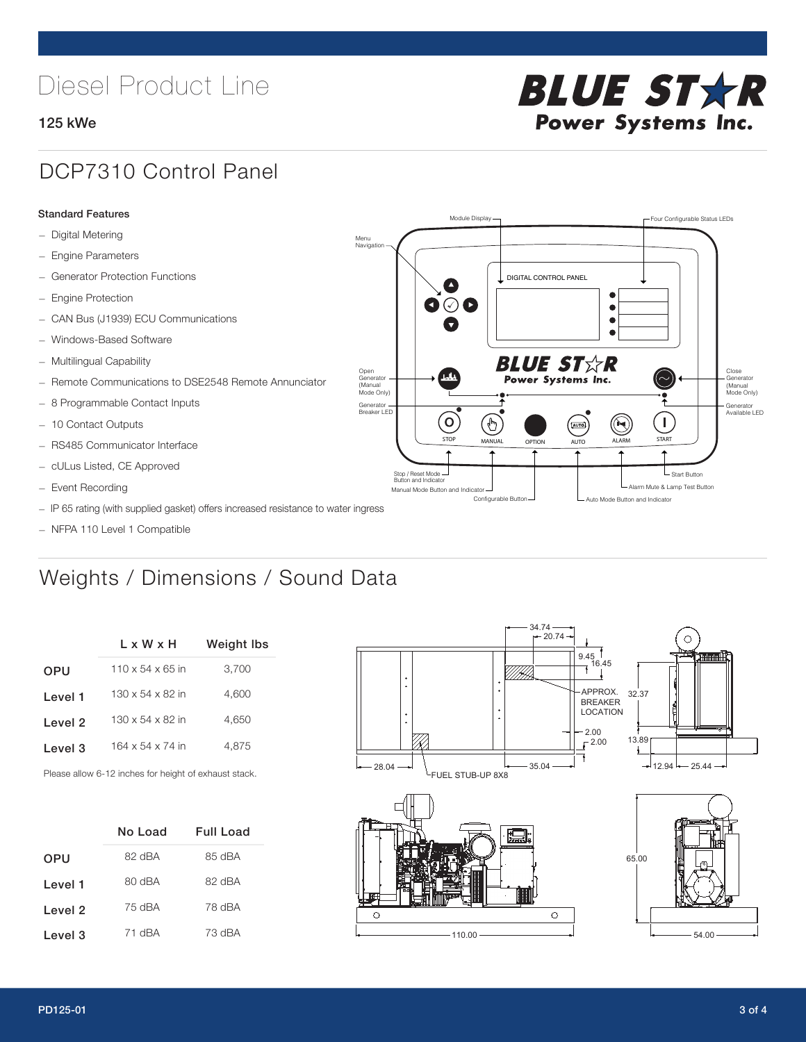# Diesel Product Line

**125 kWe**

## DCP7310 Control Panel

**Standard Features**

- Digital Metering
- Engine Parameters
- Generator Protection Functions
- Engine Protection
- CAN Bus (J1939) ECU Communications
- Windows-Based Software
- Multilingual Capability
- Remote Communications to DSE2548 Remote Annunciator
- 8 Programmable Contact Inputs
- 10 Contact Outputs
- RS485 Communicator Interface
- cULus Listed, CE Approved
- Event Recording
- IP 65 rating (with supplied gasket) offers increased resistance to water ingress
- NFPA 110 Level 1 Compatible

## Weights / Dimensions / Sound Data

| | L x W x H | Weight lbs |
|---|---|---|
| OPU | 110 x 54 x 65 in | 3,700 |
| Level 1 | 130 x 54 x 82 in | 4,600 |
| Level 2 | 130 x 54 x 82 in | 4,650 |
| Level 3 | 164 x 54 x 74 in | 4,875 |

Please allow 6-12 inches for height of exhaust stack.

| | No Load | Full Load |
|---|---|---|
| OPU | 82 dBA | 85 dBA |
| Level 1 | 80 dBA | 82 dBA |
| Level 2 | 75 dBA | 78 dBA |
| Level 3 | 71 dBA | 73 dBA |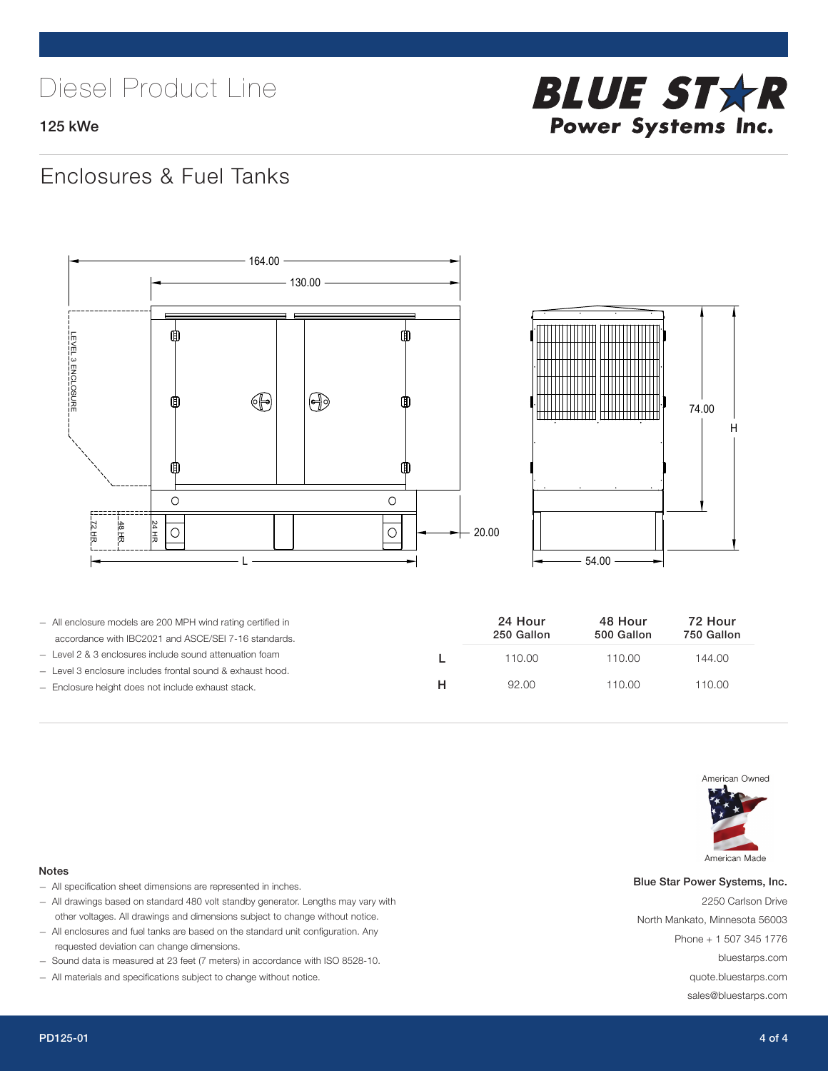# Diesel Product Line

125 kWe

BLUE STAR Power Systems Inc.

## Enclosures & Fuel Tanks

164.00

130.00

LEVEL 3 ENCLOSURE

72 HR

48 HR

24 HR

20.00

L

74.00

H

54.00

- All enclosure models are 200 MPH wind rating certified in accordance with IBC2021 and ASCE/SEI 7-16 standards.
- Level 2 & 3 enclosures include sound attenuation foam
- Level 3 enclosure includes frontal sound & exhaust hood.
- Enclosure height does not include exhaust stack.

| | 24 Hour 250 Gallon | 48 Hour 500 Gallon | 72 Hour 750 Gallon |
|---|---|---|---|
| L | 110.00 | 110.00 | 144.00 |
| H | 92.00 | 110.00 | 110.00 |

American Owned

American Made

### Notes

- All specification sheet dimensions are represented in inches.
- All drawings based on standard 480 volt standby generator. Lengths may vary with other voltages. All drawings and dimensions subject to change without notice.
- All enclosures and fuel tanks are based on the standard unit configuration. Any requested deviation can change dimensions.
- Sound data is measured at 23 feet (7 meters) in accordance with ISO 8528-10.
- All materials and specifications subject to change without notice.

**Blue Star Power Systems, Inc.**
2250 Carlson Drive
North Mankato, Minnesota 56003
Phone + 1 507 345 1776
bluestarps.com
quote.bluestarps.com
sales@bluestarps.com

PD125-01